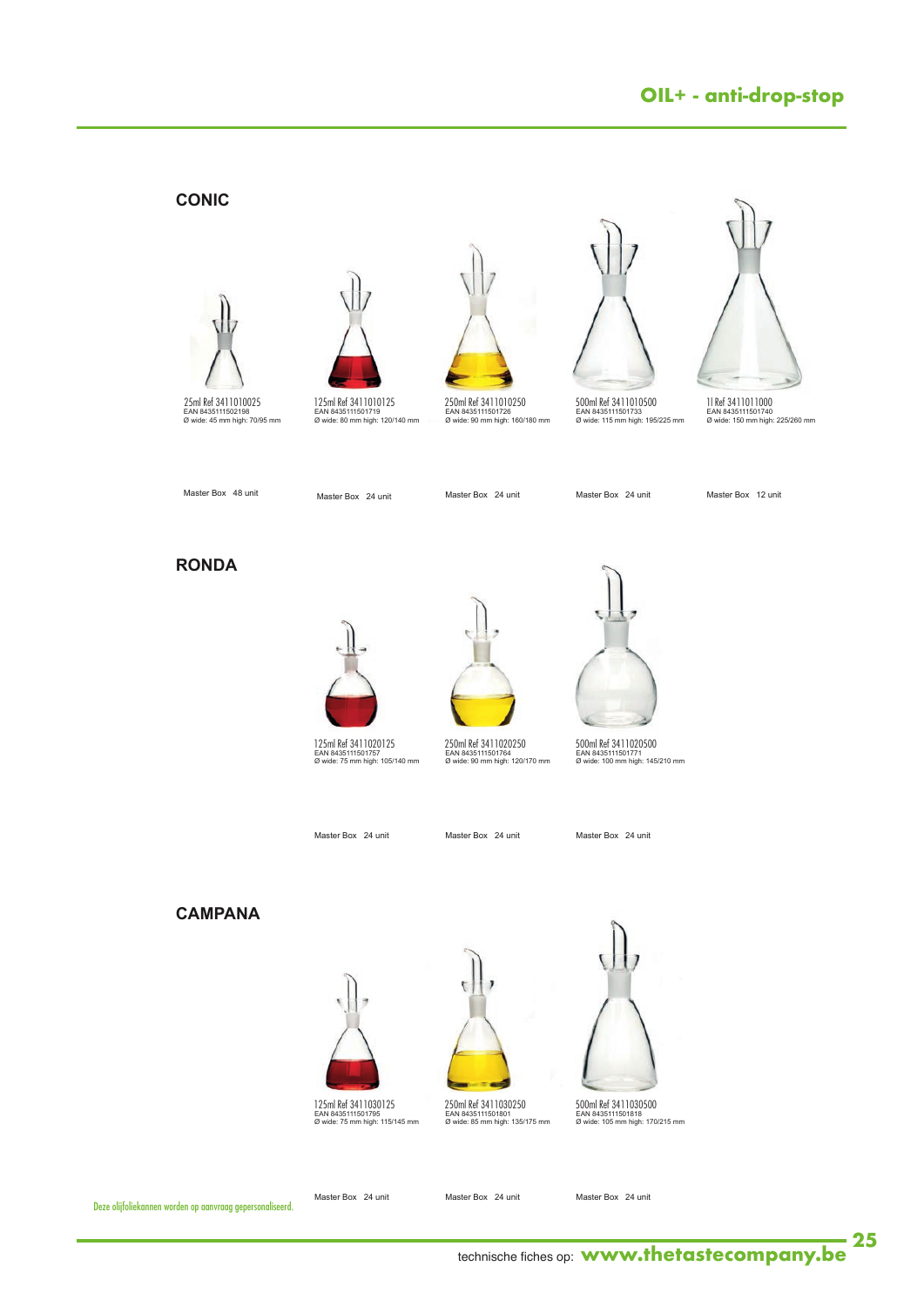## OIL+ - anti-drop-stop

### CONIC

25ml Ref 3411010025
EAN 8435111502198
Ø wide: 45 mm high: 70/95 mm

Master Box 48 unit

125ml Ref 3411010125
EAN 8435111501719
Ø wide: 80 mm high: 120/140 mm

Master Box 24 unit

250ml Ref 3411010250
EAN 8435111501726
Ø wide: 90 mm high: 160/180 mm

Master Box 24 unit

500ml Ref 3411010500
EAN 8435111501733
Ø wide: 115 mm high: 195/225 mm

Master Box 24 unit

1l Ref 3411011000
EAN 8435111501740
Ø wide: 150 mm high: 225/260 mm

Master Box 12 unit

### RONDA

125ml Ref 3411020125
EAN 8435111501757
Ø wide: 75 mm high: 105/140 mm

Master Box 24 unit

250ml Ref 3411020250
EAN 8435111501764
Ø wide: 90 mm high: 120/170 mm

Master Box 24 unit

500ml Ref 3411020500
EAN 8435111501771
Ø wide: 100 mm high: 145/210 mm

Master Box 24 unit

### CAMPANA

125ml Ref 3411030125
EAN 8435111501795
Ø wide: 75 mm high: 115/145 mm

Master Box 24 unit

250ml Ref 3411030250
EAN 8435111501801
Ø wide: 85 mm high: 135/175 mm

Master Box 24 unit

500ml Ref 3411030500
EAN 8435111501818
Ø wide: 105 mm high: 170/215 mm

Master Box 24 unit

Deze olijfoliekannen worden op aanvraag gepersonaliseerd.

technische fiches op: **www.thetastecompany.be**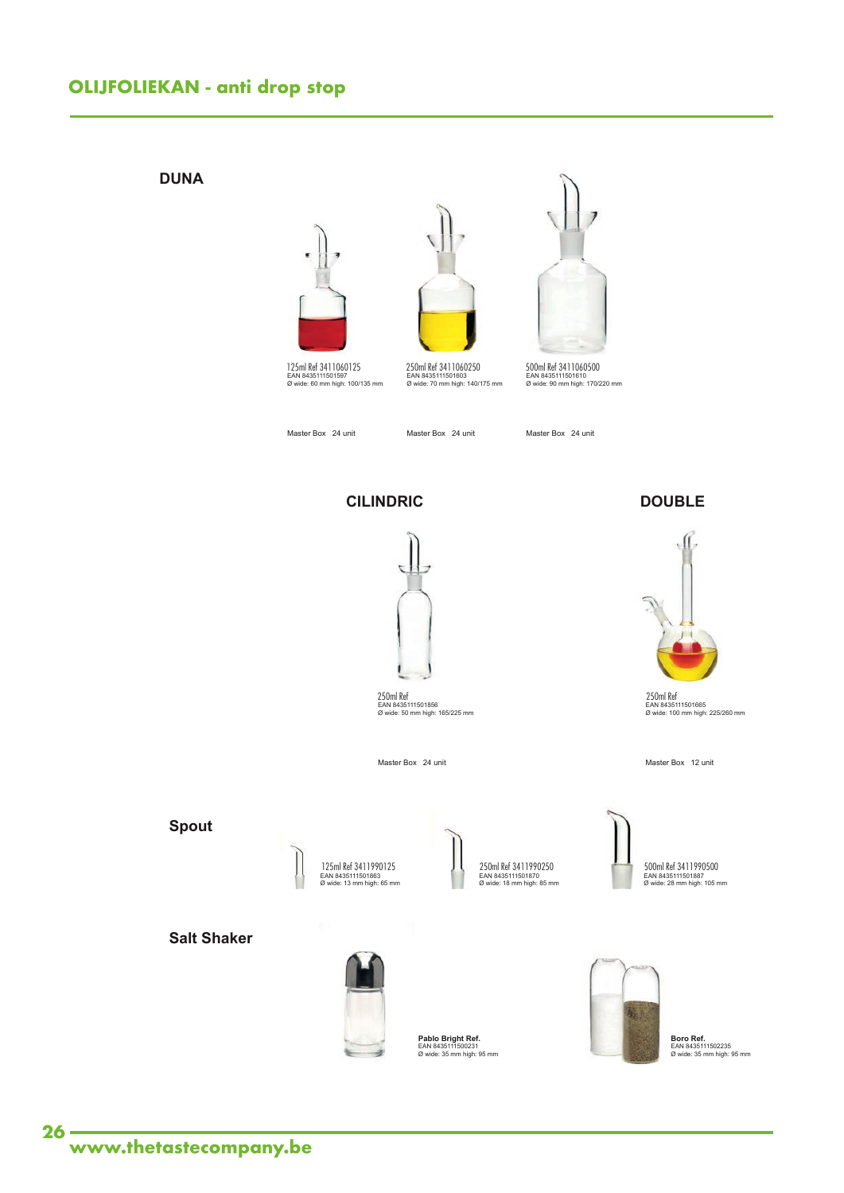# OLIJFOLIEKAN - anti drop stop

## DUNA

125ml Ref 3411060125
EAN 8435111501597
Ø wide: 60 mm high: 100/135 mm

Master Box 24 unit

250ml Ref 3411060250
EAN 8435111501603
Ø wide: 70 mm high: 140/175 mm

Master Box 24 unit

500ml Ref 3411060500
EAN 8435111501610
Ø wide: 90 mm high: 170/220 mm

Master Box 24 unit

## CILINDRIC

250ml Ref
EAN 8435111501856
Ø wide: 50 mm high: 165/225 mm

Master Box 24 unit

## DOUBLE

250ml Ref
EAN 8435111501665
Ø wide: 100 mm high: 225/260 mm

Master Box 12 unit

## Spout

125ml Ref 3411990125
EAN 8435111501863
Ø wide: 13 mm high: 65 mm

250ml Ref 3411990250
EAN 8435111501870
Ø wide: 18 mm high: 85 mm

500ml Ref 3411990500
EAN 8435111501887
Ø wide: 28 mm high: 105 mm

## Salt Shaker

**Pablo Bright Ref.**
EAN 8435111500231
Ø wide: 35 mm high: 95 mm

**Boro Ref.**
EAN 8435111502235
Ø wide: 35 mm high: 95 mm

**www.thetastecompany.be**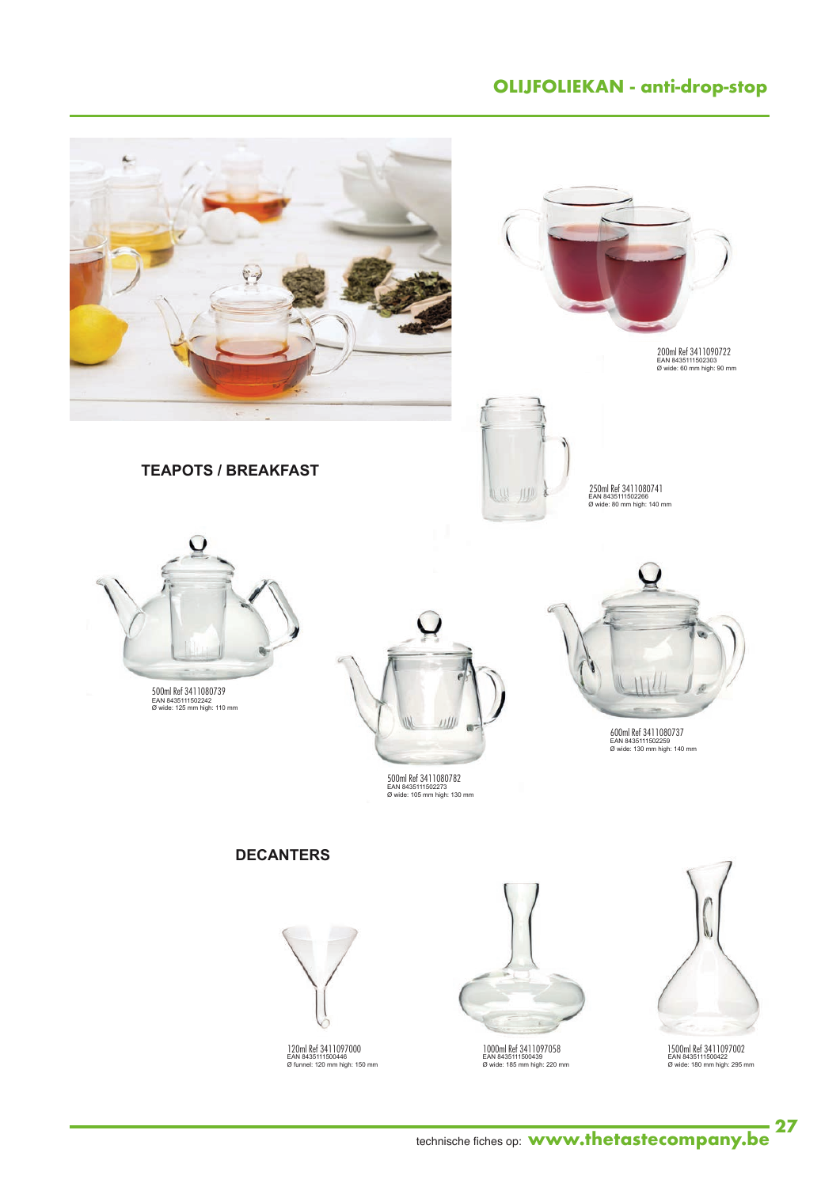# OLIJFOLIEKAN - anti-drop-stop

200ml Ref 3411090722
EAN 8435111502303
Ø wide: 60 mm high: 90 mm

## TEAPOTS / BREAKFAST

250ml Ref 3411080741
EAN 8435111502266
Ø wide: 80 mm high: 140 mm

500ml Ref 3411080739
EAN 8435111502242
Ø wide: 125 mm high: 110 mm

600ml Ref 3411080737
EAN 8435111502259
Ø wide: 130 mm high: 140 mm

500ml Ref 3411080782
EAN 8435111502273
Ø wide: 105 mm high: 130 mm

## DECANTERS

120ml Ref 3411097000
EAN 8435111500446
Ø funnel: 120 mm high: 150 mm

1000ml Ref 3411097058
EAN 8435111500439
Ø wide: 185 mm high: 220 mm

1500ml Ref 3411097002
EAN 8435111500422
Ø wide: 180 mm high: 295 mm

technische fiches op: **www.thetastecompany.be**